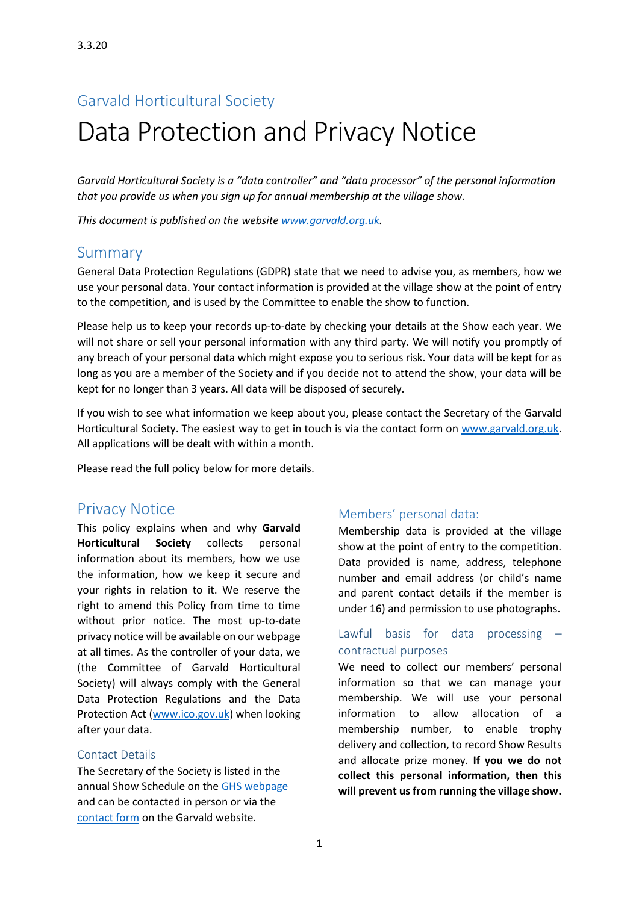3.3.20

## Garvald Horticultural Society

# Data Protection and Privacy Notice

*Garvald Horticultural Society is a "data controller" and "data processor" of the personal information that you provide us when you sign up for annual membership at the village show.*

*This document is published on the website [www.garvald.org.uk](www.garvald.org.uk).*

## Summary

General Data Protection Regulations (GDPR) state that we need to advise you, as members, how we use your personal data. Your contact information is provided at the village show at the point of entry to the competition, and is used by the Committee to enable the show to function.

Please help us to keep your records up-to-date by checking your details at the Show each year. We will not share or sell your personal information with any third party. We will notify you promptly of any breach of your personal data which might expose you to serious risk. Your data will be kept for as long as you are a member of the Society and if you decide not to attend the show, your data will be kept for no longer than 3 years. All data will be disposed of securely.

If you wish to see what information we keep about you, please contact the Secretary of the Garvald Horticultural Society. The easiest way to get in touch is via the contact form on [www.garvald.org.uk](www.garvald.org.uk). All applications will be dealt with within a month.

Please read the full policy below for more details.

## Privacy Notice

This policy explains when and why **Garvald Horticultural Society** collects personal information about its members, how we use the information, how we keep it secure and your rights in relation to it. We reserve the right to amend this Policy from time to time without prior notice. The most up-to-date privacy notice will be available on our webpage at all times. As the controller of your data, we (the Committee of Garvald Horticultural Society) will always comply with the General Data Protection Regulations and the Data Protection Act ([www.ico.gov.uk](www.ico.gov.uk)) when looking after your data.

### Contact Details

The Secretary of the Society is listed in the annual Show Schedule on the GHS webpage and can be contacted in person or via the contact form on the Garvald website.

### Members' personal data:

Membership data is provided at the village show at the point of entry to the competition. Data provided is name, address, telephone number and email address (or child's name and parent contact details if the member is under 16) and permission to use photographs.

### Lawful basis for data processing – contractual purposes

We need to collect our members' personal information so that we can manage your membership. We will use your personal information to allow allocation of a membership number, to enable trophy delivery and collection, to record Show Results and allocate prize money. **If you we do not collect this personal information, then this will prevent us from running the village show.**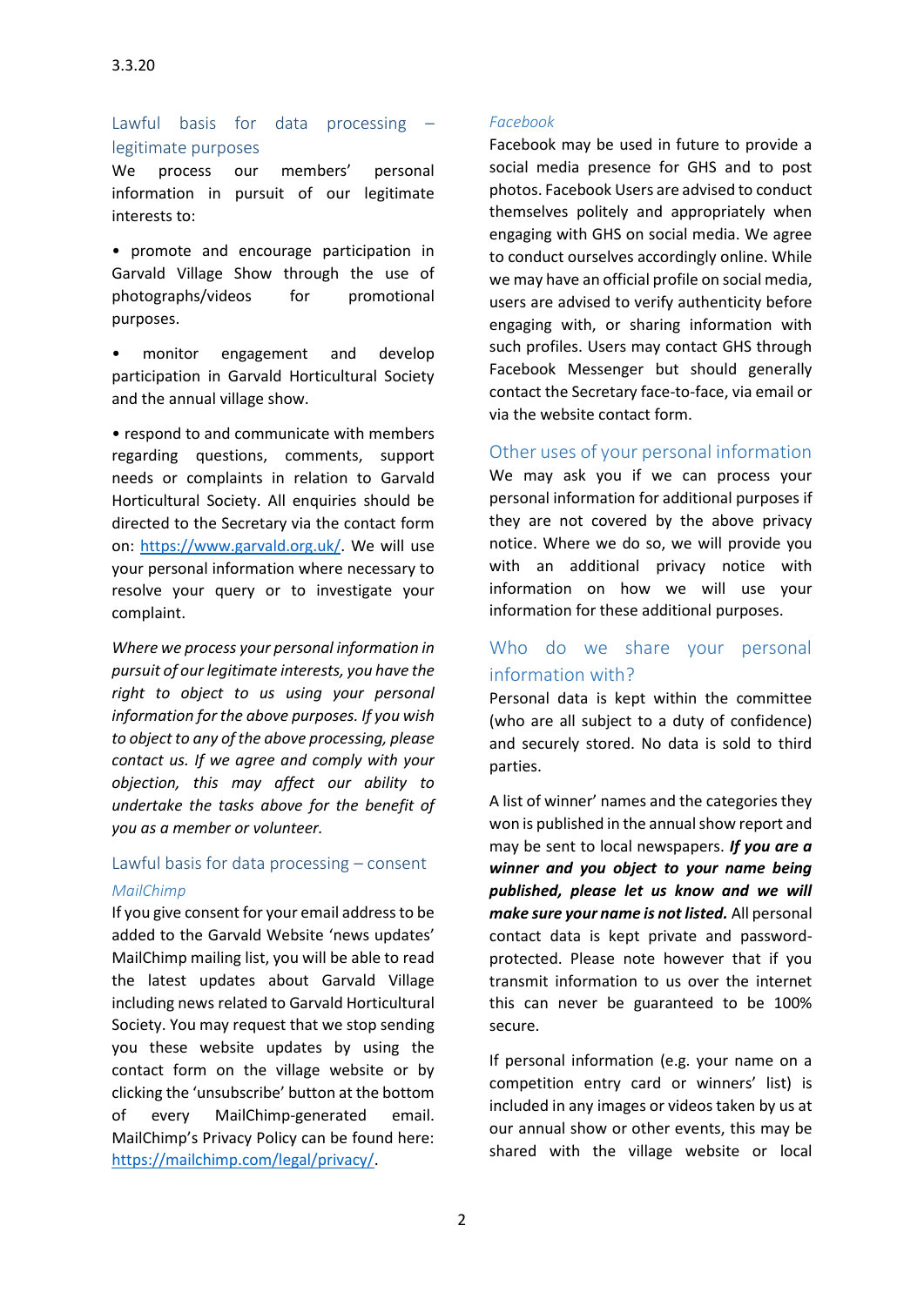3.3.20

## Lawful basis for data processing – legitimate purposes

We process our members' personal information in pursuit of our legitimate interests to:

- promote and encourage participation in Garvald Village Show through the use of photographs/videos for promotional purposes.
- monitor engagement and develop participation in Garvald Horticultural Society and the annual village show.
- respond to and communicate with members regarding questions, comments, support needs or complaints in relation to Garvald Horticultural Society. All enquiries should be directed to the Secretary via the contact form on: https://www.garvald.org.uk/. We will use your personal information where necessary to resolve your query or to investigate your complaint.

*Where we process your personal information in pursuit of our legitimate interests, you have the right to object to us using your personal information for the above purposes. If you wish to object to any of the above processing, please contact us. If we agree and comply with your objection, this may affect our ability to undertake the tasks above for the benefit of you as a member or volunteer.*

## Lawful basis for data processing – consent

### *MailChimp*

If you give consent for your email address to be added to the Garvald Website 'news updates' MailChimp mailing list, you will be able to read the latest updates about Garvald Village including news related to Garvald Horticultural Society. You may request that we stop sending you these website updates by using the contact form on the village website or by clicking the 'unsubscribe' button at the bottom of every MailChimp-generated email. MailChimp's Privacy Policy can be found here: https://mailchimp.com/legal/privacy/.

### *Facebook*

Facebook may be used in future to provide a social media presence for GHS and to post photos. Facebook Users are advised to conduct themselves politely and appropriately when engaging with GHS on social media. We agree to conduct ourselves accordingly online. While we may have an official profile on social media, users are advised to verify authenticity before engaging with, or sharing information with such profiles. Users may contact GHS through Facebook Messenger but should generally contact the Secretary face-to-face, via email or via the website contact form.

## Other uses of your personal information

We may ask you if we can process your personal information for additional purposes if they are not covered by the above privacy notice. Where we do so, we will provide you with an additional privacy notice with information on how we will use your information for these additional purposes.

## Who do we share your personal information with?

Personal data is kept within the committee (who are all subject to a duty of confidence) and securely stored. No data is sold to third parties.

A list of winner' names and the categories they won is published in the annual show report and may be sent to local newspapers. ***If you are a winner and you object to your name being published, please let us know and we will make sure your name is not listed.*** All personal contact data is kept private and password-protected. Please note however that if you transmit information to us over the internet this can never be guaranteed to be 100% secure.

If personal information (e.g. your name on a competition entry card or winners' list) is included in any images or videos taken by us at our annual show or other events, this may be shared with the village website or local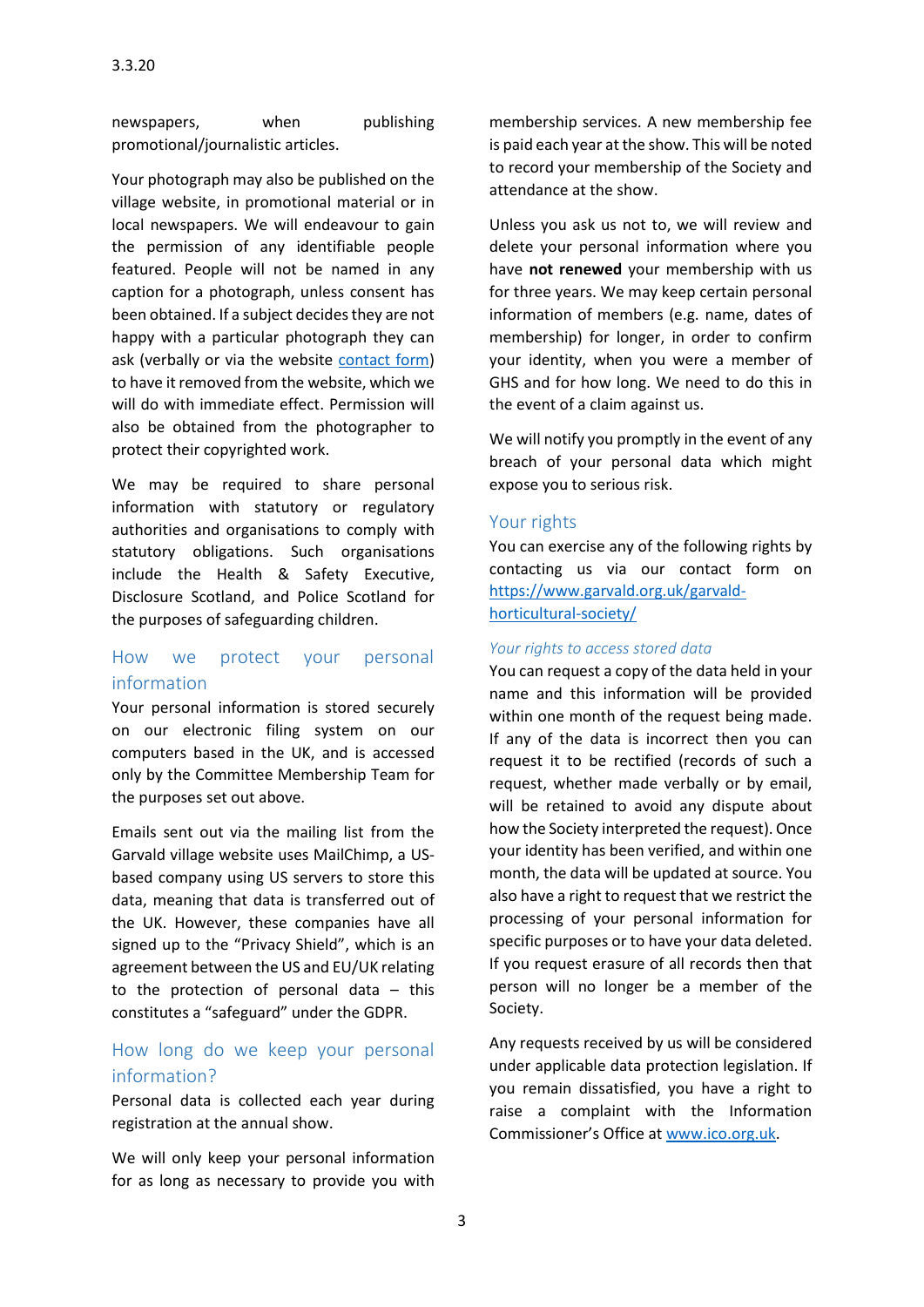newspapers, when publishing promotional/journalistic articles.

Your photograph may also be published on the village website, in promotional material or in local newspapers. We will endeavour to gain the permission of any identifiable people featured. People will not be named in any caption for a photograph, unless consent has been obtained. If a subject decides they are not happy with a particular photograph they can ask (verbally or via the website [contact form]) to have it removed from the website, which we will do with immediate effect. Permission will also be obtained from the photographer to protect their copyrighted work.

We may be required to share personal information with statutory or regulatory authorities and organisations to comply with statutory obligations. Such organisations include the Health & Safety Executive, Disclosure Scotland, and Police Scotland for the purposes of safeguarding children.

## How we protect your personal information

Your personal information is stored securely on our electronic filing system on our computers based in the UK, and is accessed only by the Committee Membership Team for the purposes set out above.

Emails sent out via the mailing list from the Garvald village website uses MailChimp, a US-based company using US servers to store this data, meaning that data is transferred out of the UK. However, these companies have all signed up to the "Privacy Shield", which is an agreement between the US and EU/UK relating to the protection of personal data – this constitutes a "safeguard" under the GDPR.

## How long do we keep your personal information?

Personal data is collected each year during registration at the annual show.

We will only keep your personal information for as long as necessary to provide you with membership services. A new membership fee is paid each year at the show. This will be noted to record your membership of the Society and attendance at the show.

Unless you ask us not to, we will review and delete your personal information where you have **not renewed** your membership with us for three years. We may keep certain personal information of members (e.g. name, dates of membership) for longer, in order to confirm your identity, when you were a member of GHS and for how long. We need to do this in the event of a claim against us.

We will notify you promptly in the event of any breach of your personal data which might expose you to serious risk.

## Your rights

You can exercise any of the following rights by contacting us via our contact form on https://www.garvald.org.uk/garvald-horticultural-society/

### *Your rights to access stored data*

You can request a copy of the data held in your name and this information will be provided within one month of the request being made. If any of the data is incorrect then you can request it to be rectified (records of such a request, whether made verbally or by email, will be retained to avoid any dispute about how the Society interpreted the request). Once your identity has been verified, and within one month, the data will be updated at source. You also have a right to request that we restrict the processing of your personal information for specific purposes or to have your data deleted. If you request erasure of all records then that person will no longer be a member of the Society.

Any requests received by us will be considered under applicable data protection legislation. If you remain dissatisfied, you have a right to raise a complaint with the Information Commissioner's Office at www.ico.org.uk.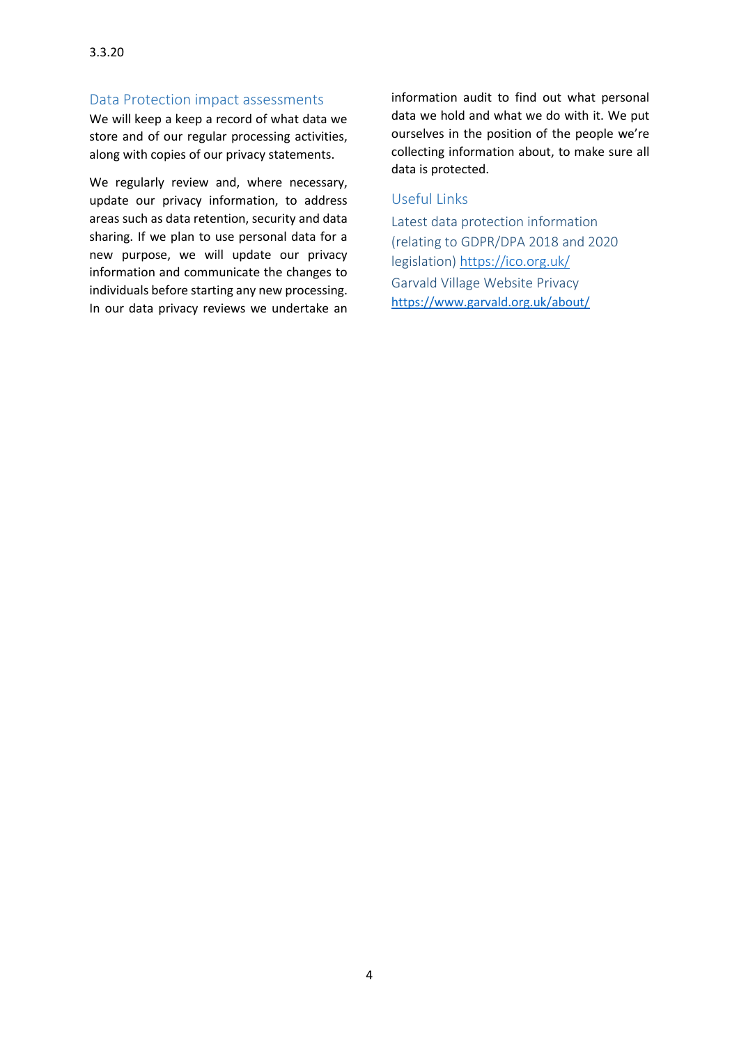## Data Protection impact assessments

We will keep a keep a record of what data we store and of our regular processing activities, along with copies of our privacy statements.

We regularly review and, where necessary, update our privacy information, to address areas such as data retention, security and data sharing. If we plan to use personal data for a new purpose, we will update our privacy information and communicate the changes to individuals before starting any new processing. In our data privacy reviews we undertake an information audit to find out what personal data we hold and what we do with it. We put ourselves in the position of the people we're collecting information about, to make sure all data is protected.

## Useful Links

Latest data protection information (relating to GDPR/DPA 2018 and 2020 legislation) https://ico.org.uk/

Garvald Village Website Privacy https://www.garvald.org.uk/about/